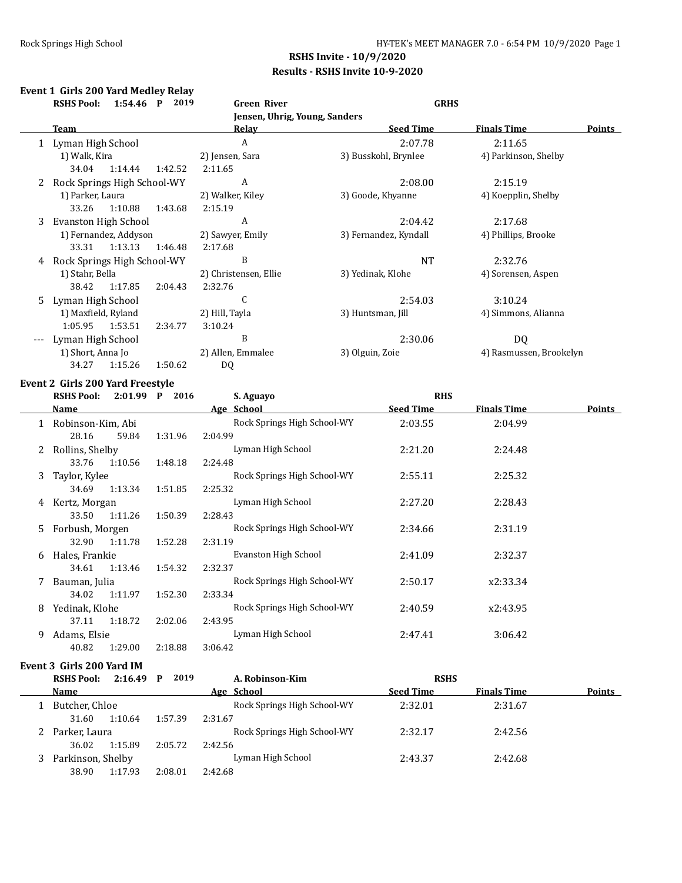## RSHS Invite - 10/9/2020

## Results - RSHS Invite 10-9-2020

### Event 1 Girls 200 Yard Medley Relay

RSHS Pool: 1:54.46 P 2019 — Green River — GRHS — Jensen, Uhrig, Young, Sanders

| | Team | Relay | Seed Time | Finals Time | Points |
|---|---|---|---|---|---|
| 1 | Lyman High School | A | 2:07.78 | 2:11.65 | |
| | 1) Walk, Kira | 2) Jensen, Sara | 3) Busskohl, Brynlee | 4) Parkinson, Shelby | |
| | 34.04 1:14.44 1:42.52 2:11.65 | | | | |
| 2 | Rock Springs High School-WY | A | 2:08.00 | 2:15.19 | |
| | 1) Parker, Laura | 2) Walker, Kiley | 3) Goode, Khyanne | 4) Koepplin, Shelby | |
| | 33.26 1:10.88 1:43.68 2:15.19 | | | | |
| 3 | Evanston High School | A | 2:04.42 | 2:17.68 | |
| | 1) Fernandez, Addyson | 2) Sawyer, Emily | 3) Fernandez, Kyndall | 4) Phillips, Brooke | |
| | 33.31 1:13.13 1:46.48 2:17.68 | | | | |
| 4 | Rock Springs High School-WY | B | NT | 2:32.76 | |
| | 1) Stahr, Bella | 2) Christensen, Ellie | 3) Yedinak, Klohe | 4) Sorensen, Aspen | |
| | 38.42 1:17.85 2:04.43 2:32.76 | | | | |
| 5 | Lyman High School | C | 2:54.03 | 3:10.24 | |
| | 1) Maxfield, Ryland | 2) Hill, Tayla | 3) Huntsman, Jill | 4) Simmons, Alianna | |
| | 1:05.95 1:53.51 2:34.77 3:10.24 | | | | |
| --- | Lyman High School | B | 2:30.06 | DQ | |
| | 1) Short, Anna Jo | 2) Allen, Emmalee | 3) Olguin, Zoie | 4) Rasmussen, Brookelyn | |
| | 34.27 1:15.26 1:50.62 DQ | | | | |

### Event 2 Girls 200 Yard Freestyle

RSHS Pool: 2:01.99 P 2016 — S. Aguayo — RHS

| | Name | Age | School | Seed Time | Finals Time | Points |
|---|---|---|---|---|---|---|
| 1 | Robinson-Kim, Abi | | Rock Springs High School-WY | 2:03.55 | 2:04.99 | |
| | 28.16 59.84 1:31.96 2:04.99 | | | | | |
| 2 | Rollins, Shelby | | Lyman High School | 2:21.20 | 2:24.48 | |
| | 33.76 1:10.56 1:48.18 2:24.48 | | | | | |
| 3 | Taylor, Kylee | | Rock Springs High School-WY | 2:55.11 | 2:25.32 | |
| | 34.69 1:13.34 1:51.85 2:25.32 | | | | | |
| 4 | Kertz, Morgan | | Lyman High School | 2:27.20 | 2:28.43 | |
| | 33.50 1:11.26 1:50.39 2:28.43 | | | | | |
| 5 | Forbush, Morgen | | Rock Springs High School-WY | 2:34.66 | 2:31.19 | |
| | 32.90 1:11.78 1:52.28 2:31.19 | | | | | |
| 6 | Hales, Frankie | | Evanston High School | 2:41.09 | 2:32.37 | |
| | 34.61 1:13.46 1:54.32 2:32.37 | | | | | |
| 7 | Bauman, Julia | | Rock Springs High School-WY | 2:50.17 | x2:33.34 | |
| | 34.02 1:11.97 1:52.30 2:33.34 | | | | | |
| 8 | Yedinak, Klohe | | Rock Springs High School-WY | 2:40.59 | x2:43.95 | |
| | 37.11 1:18.72 2:02.06 2:43.95 | | | | | |
| 9 | Adams, Elsie | | Lyman High School | 2:47.41 | 3:06.42 | |
| | 40.82 1:29.00 2:18.88 3:06.42 | | | | | |

### Event 3 Girls 200 Yard IM

RSHS Pool: 2:16.49 P 2019 — A. Robinson-Kim — RSHS

| | Name | Age | School | Seed Time | Finals Time | Points |
|---|---|---|---|---|---|---|
| 1 | Butcher, Chloe | | Rock Springs High School-WY | 2:32.01 | 2:31.67 | |
| | 31.60 1:10.64 1:57.39 2:31.67 | | | | | |
| 2 | Parker, Laura | | Rock Springs High School-WY | 2:32.17 | 2:42.56 | |
| | 36.02 1:15.89 2:05.72 2:42.56 | | | | | |
| 3 | Parkinson, Shelby | | Lyman High School | 2:43.37 | 2:42.68 | |
| | 38.90 1:17.93 2:08.01 2:42.68 | | | | | |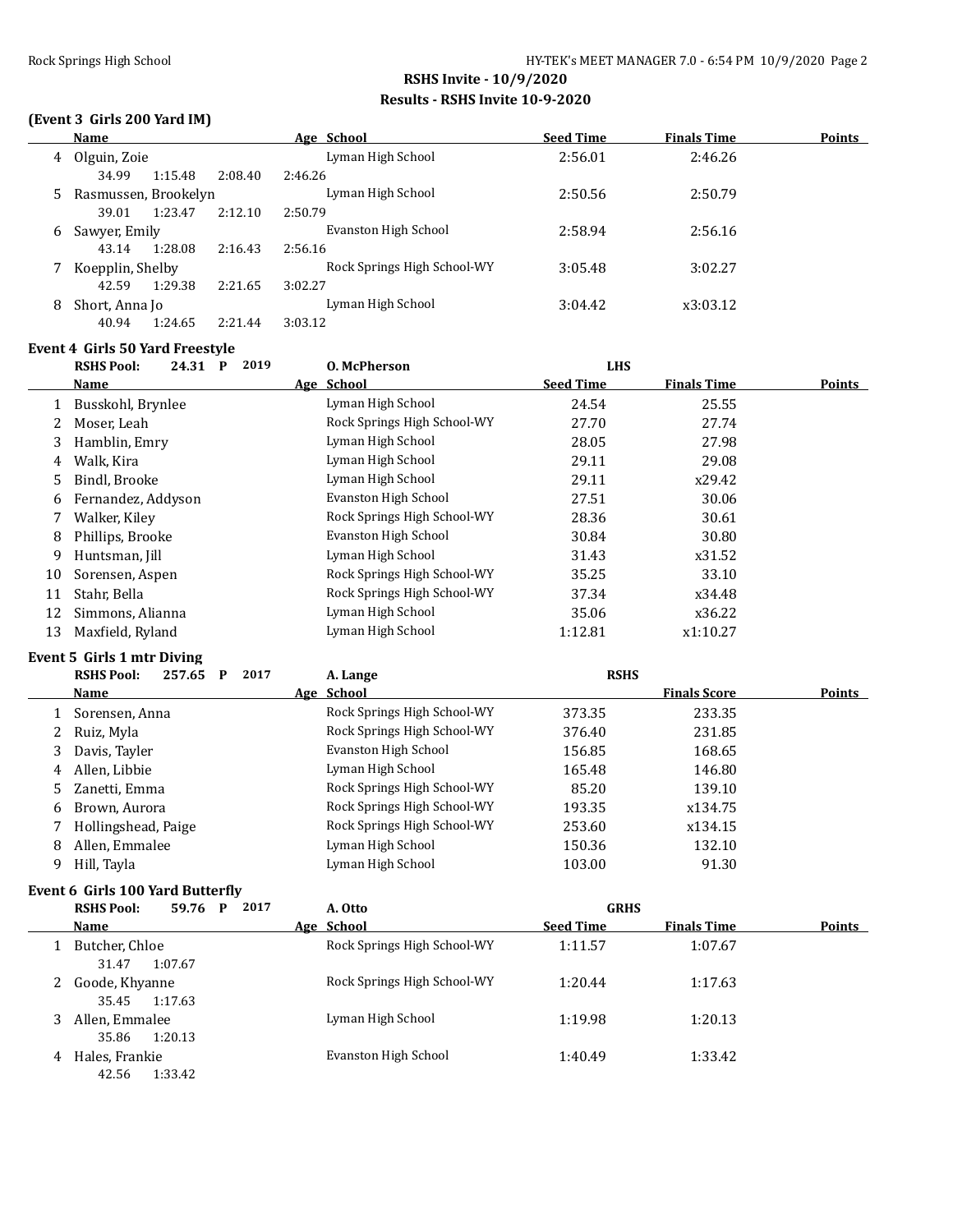## RSHS Invite - 10/9/2020

## Results - RSHS Invite 10-9-2020

### (Event 3 Girls 200 Yard IM)

| | Name | Age | School | Seed Time | Finals Time | Points |
|---|---|---|---|---|---|---|
| 4 | Olguin, Zoie | | Lyman High School | 2:56.01 | 2:46.26 | |
| | 34.99 1:15.48 2:08.40 2:46.26 | | | | | |
| 5 | Rasmussen, Brookelyn | | Lyman High School | 2:50.56 | 2:50.79 | |
| | 39.01 1:23.47 2:12.10 2:50.79 | | | | | |
| 6 | Sawyer, Emily | | Evanston High School | 2:58.94 | 2:56.16 | |
| | 43.14 1:28.08 2:16.43 2:56.16 | | | | | |
| 7 | Koepplin, Shelby | | Rock Springs High School-WY | 3:05.48 | 3:02.27 | |
| | 42.59 1:29.38 2:21.65 3:02.27 | | | | | |
| 8 | Short, Anna Jo | | Lyman High School | 3:04.42 | x3:03.12 | |
| | 40.94 1:24.65 2:21.44 3:03.12 | | | | | |

### Event 4 Girls 50 Yard Freestyle

RSHS Pool: 24.31 P 2019 O. McPherson LHS

| | Name | Age | School | Seed Time | Finals Time | Points |
|---|---|---|---|---|---|---|
| 1 | Busskohl, Brynlee | | Lyman High School | 24.54 | 25.55 | |
| 2 | Moser, Leah | | Rock Springs High School-WY | 27.70 | 27.74 | |
| 3 | Hamblin, Emry | | Lyman High School | 28.05 | 27.98 | |
| 4 | Walk, Kira | | Lyman High School | 29.11 | 29.08 | |
| 5 | Bindl, Brooke | | Lyman High School | 29.11 | x29.42 | |
| 6 | Fernandez, Addyson | | Evanston High School | 27.51 | 30.06 | |
| 7 | Walker, Kiley | | Rock Springs High School-WY | 28.36 | 30.61 | |
| 8 | Phillips, Brooke | | Evanston High School | 30.84 | 30.80 | |
| 9 | Huntsman, Jill | | Lyman High School | 31.43 | x31.52 | |
| 10 | Sorensen, Aspen | | Rock Springs High School-WY | 35.25 | 33.10 | |
| 11 | Stahr, Bella | | Rock Springs High School-WY | 37.34 | x34.48 | |
| 12 | Simmons, Alianna | | Lyman High School | 35.06 | x36.22 | |
| 13 | Maxfield, Ryland | | Lyman High School | 1:12.81 | x1:10.27 | |

### Event 5 Girls 1 mtr Diving

RSHS Pool: 257.65 P 2017 A. Lange RSHS

| | Name | Age | School | | Finals Score | Points |
|---|---|---|---|---|---|---|
| 1 | Sorensen, Anna | | Rock Springs High School-WY | 373.35 | 233.35 | |
| 2 | Ruiz, Myla | | Rock Springs High School-WY | 376.40 | 231.85 | |
| 3 | Davis, Tayler | | Evanston High School | 156.85 | 168.65 | |
| 4 | Allen, Libbie | | Lyman High School | 165.48 | 146.80 | |
| 5 | Zanetti, Emma | | Rock Springs High School-WY | 85.20 | 139.10 | |
| 6 | Brown, Aurora | | Rock Springs High School-WY | 193.35 | x134.75 | |
| 7 | Hollingshead, Paige | | Rock Springs High School-WY | 253.60 | x134.15 | |
| 8 | Allen, Emmalee | | Lyman High School | 150.36 | 132.10 | |
| 9 | Hill, Tayla | | Lyman High School | 103.00 | 91.30 | |

### Event 6 Girls 100 Yard Butterfly

RSHS Pool: 59.76 P 2017 A. Otto GRHS

| | Name | Age | School | Seed Time | Finals Time | Points |
|---|---|---|---|---|---|---|
| 1 | Butcher, Chloe | | Rock Springs High School-WY | 1:11.57 | 1:07.67 | |
| | 31.47 1:07.67 | | | | | |
| 2 | Goode, Khyanne | | Rock Springs High School-WY | 1:20.44 | 1:17.63 | |
| | 35.45 1:17.63 | | | | | |
| 3 | Allen, Emmalee | | Lyman High School | 1:19.98 | 1:20.13 | |
| | 35.86 1:20.13 | | | | | |
| 4 | Hales, Frankie | | Evanston High School | 1:40.49 | 1:33.42 | |
| | 42.56 1:33.42 | | | | | |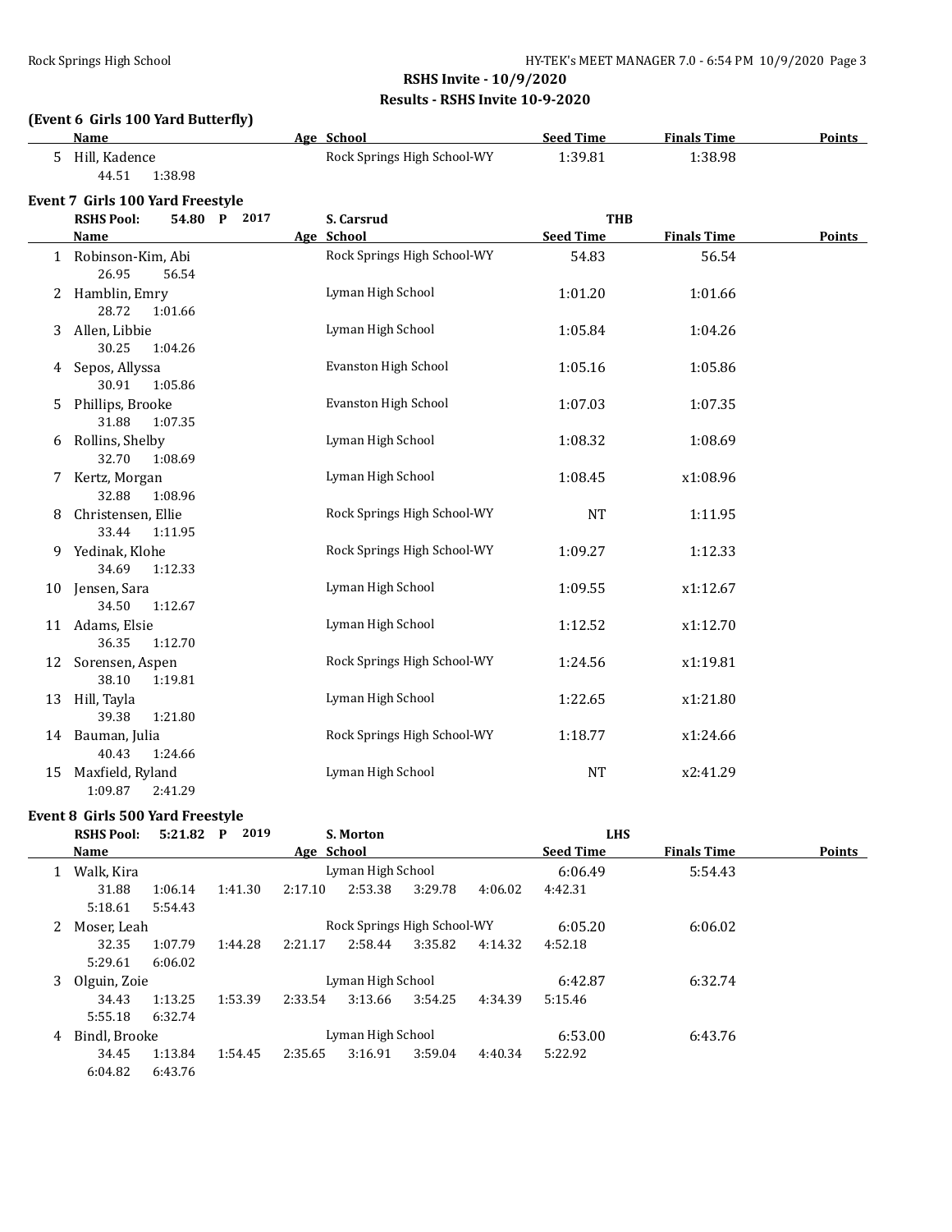## RSHS Invite - 10/9/2020

### Results - RSHS Invite 10-9-2020

**(Event 6 Girls 100 Yard Butterfly)**

| | Name | Age | School | Seed Time | Finals Time | Points |
|---|---|---|---|---|---|---|
| 5 | Hill, Kadence | | Rock Springs High School-WY | 1:39.81 | 1:38.98 | |
| | 44.51 1:38.98 | | | | | |

**Event 7 Girls 100 Yard Freestyle**

RSHS Pool: 54.80 P 2017 S. Carsrud THB

| | Name | Age | School | Seed Time | Finals Time | Points |
|---|---|---|---|---|---|---|
| 1 | Robinson-Kim, Abi | | Rock Springs High School-WY | 54.83 | 56.54 | |
| | 26.95 56.54 | | | | | |
| 2 | Hamblin, Emry | | Lyman High School | 1:01.20 | 1:01.66 | |
| | 28.72 1:01.66 | | | | | |
| 3 | Allen, Libbie | | Lyman High School | 1:05.84 | 1:04.26 | |
| | 30.25 1:04.26 | | | | | |
| 4 | Sepos, Allyssa | | Evanston High School | 1:05.16 | 1:05.86 | |
| | 30.91 1:05.86 | | | | | |
| 5 | Phillips, Brooke | | Evanston High School | 1:07.03 | 1:07.35 | |
| | 31.88 1:07.35 | | | | | |
| 6 | Rollins, Shelby | | Lyman High School | 1:08.32 | 1:08.69 | |
| | 32.70 1:08.69 | | | | | |
| 7 | Kertz, Morgan | | Lyman High School | 1:08.45 | x1:08.96 | |
| | 32.88 1:08.96 | | | | | |
| 8 | Christensen, Ellie | | Rock Springs High School-WY | NT | 1:11.95 | |
| | 33.44 1:11.95 | | | | | |
| 9 | Yedinak, Klohe | | Rock Springs High School-WY | 1:09.27 | 1:12.33 | |
| | 34.69 1:12.33 | | | | | |
| 10 | Jensen, Sara | | Lyman High School | 1:09.55 | x1:12.67 | |
| | 34.50 1:12.67 | | | | | |
| 11 | Adams, Elsie | | Lyman High School | 1:12.52 | x1:12.70 | |
| | 36.35 1:12.70 | | | | | |
| 12 | Sorensen, Aspen | | Rock Springs High School-WY | 1:24.56 | x1:19.81 | |
| | 38.10 1:19.81 | | | | | |
| 13 | Hill, Tayla | | Lyman High School | 1:22.65 | x1:21.80 | |
| | 39.38 1:21.80 | | | | | |
| 14 | Bauman, Julia | | Rock Springs High School-WY | 1:18.77 | x1:24.66 | |
| | 40.43 1:24.66 | | | | | |
| 15 | Maxfield, Ryland | | Lyman High School | NT | x2:41.29 | |
| | 1:09.87 2:41.29 | | | | | |

**Event 8 Girls 500 Yard Freestyle**

RSHS Pool: 5:21.82 P 2019 S. Morton LHS

| | Name | Age | School | Seed Time | Finals Time | Points |
|---|---|---|---|---|---|---|
| 1 | Walk, Kira | | Lyman High School | 6:06.49 | 5:54.43 | |
| | 31.88 1:06.14 1:41.30 2:17.10 2:53.38 3:29.78 4:06.02 4:42.31 5:18.61 5:54.43 | | | | | |
| 2 | Moser, Leah | | Rock Springs High School-WY | 6:05.20 | 6:06.02 | |
| | 32.35 1:07.79 1:44.28 2:21.17 2:58.44 3:35.82 4:14.32 4:52.18 5:29.61 6:06.02 | | | | | |
| 3 | Olguin, Zoie | | Lyman High School | 6:42.87 | 6:32.74 | |
| | 34.43 1:13.25 1:53.39 2:33.54 3:13.66 3:54.25 4:34.39 5:15.46 5:55.18 6:32.74 | | | | | |
| 4 | Bindl, Brooke | | Lyman High School | 6:53.00 | 6:43.76 | |
| | 34.45 1:13.84 1:54.45 2:35.65 3:16.91 3:59.04 4:40.34 5:22.92 6:04.82 6:43.76 | | | | | |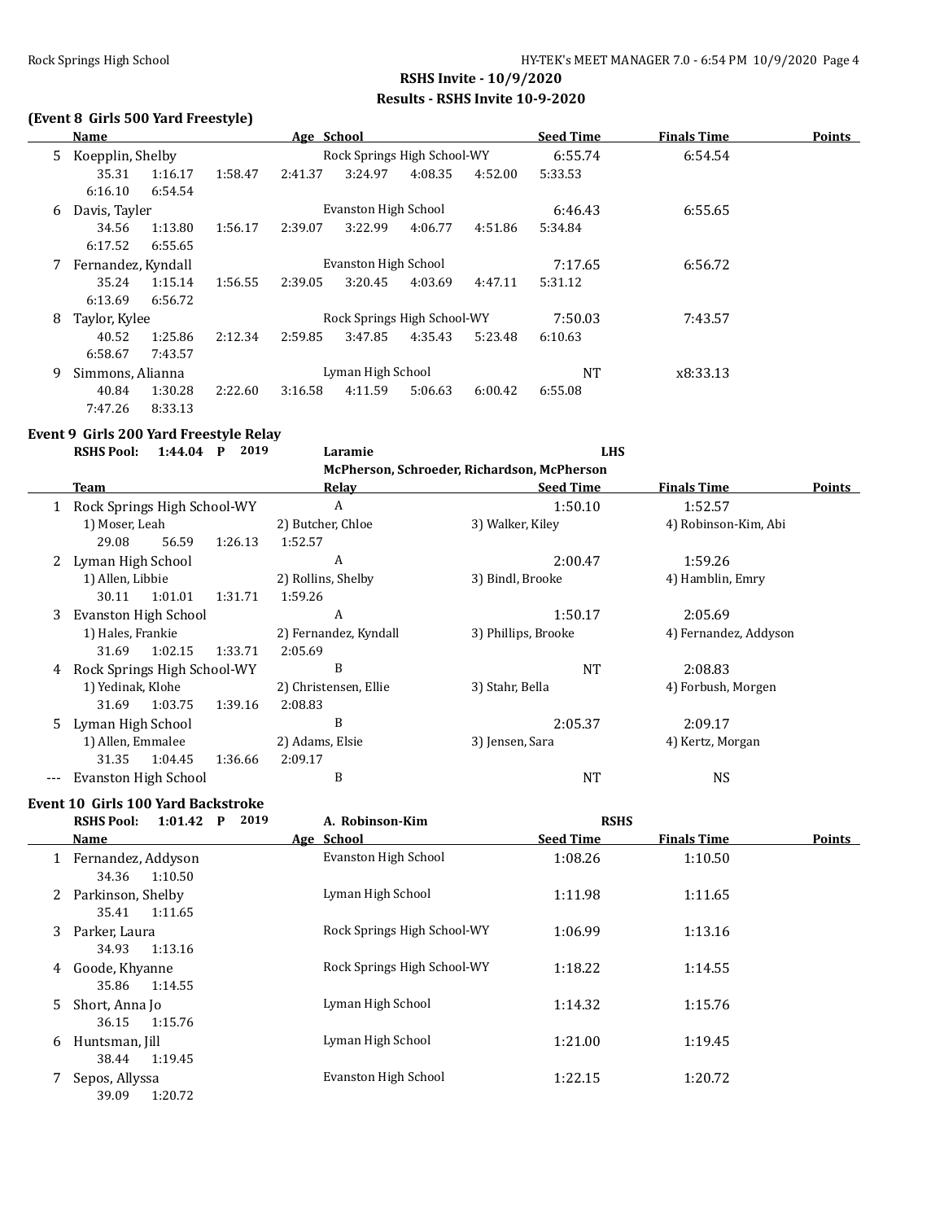# RSHS Invite - 10/9/2020

## Results - RSHS Invite 10-9-2020

### (Event 8 Girls 500 Yard Freestyle)

| | Name | Age | School | Seed Time | Finals Time | Points |
|---|---|---|---|---|---|---|
| 5 | Koepplin, Shelby | | Rock Springs High School-WY | 6:55.74 | 6:54.54 | |
| | 35.31 1:16.17 1:58.47 2:41.37 3:24.97 4:08.35 4:52.00 5:33.53 6:16.10 6:54.54 | | | | | |
| 6 | Davis, Tayler | | Evanston High School | 6:46.43 | 6:55.65 | |
| | 34.56 1:13.80 1:56.17 2:39.07 3:22.99 4:06.77 4:51.86 5:34.84 6:17.52 6:55.65 | | | | | |
| 7 | Fernandez, Kyndall | | Evanston High School | 7:17.65 | 6:56.72 | |
| | 35.24 1:15.14 1:56.55 2:39.05 3:20.45 4:03.69 4:47.11 5:31.12 6:13.69 6:56.72 | | | | | |
| 8 | Taylor, Kylee | | Rock Springs High School-WY | 7:50.03 | 7:43.57 | |
| | 40.52 1:25.86 2:12.34 2:59.85 3:47.85 4:35.43 5:23.48 6:10.63 6:58.67 7:43.57 | | | | | |
| 9 | Simmons, Alianna | | Lyman High School | NT | x8:33.13 | |
| | 40.84 1:30.28 2:22.60 3:16.58 4:11.59 5:06.63 6:00.42 6:55.08 7:47.26 8:33.13 | | | | | |

### Event 9 Girls 200 Yard Freestyle Relay

RSHS Pool: 1:44.04 P 2019 — Laramie — LHS
McPherson, Schroeder, Richardson, McPherson

| | Team | Relay | Seed Time | Finals Time | Points |
|---|---|---|---|---|---|
| 1 | Rock Springs High School-WY | A | 1:50.10 | 1:52.57 | |
| | 1) Moser, Leah; 2) Butcher, Chloe; 3) Walker, Kiley; 4) Robinson-Kim, Abi | | | | |
| | 29.08 56.59 1:26.13 1:52.57 | | | | |
| 2 | Lyman High School | A | 2:00.47 | 1:59.26 | |
| | 1) Allen, Libbie; 2) Rollins, Shelby; 3) Bindl, Brooke; 4) Hamblin, Emry | | | | |
| | 30.11 1:01.01 1:31.71 1:59.26 | | | | |
| 3 | Evanston High School | A | 1:50.17 | 2:05.69 | |
| | 1) Hales, Frankie; 2) Fernandez, Kyndall; 3) Phillips, Brooke; 4) Fernandez, Addyson | | | | |
| | 31.69 1:02.15 1:33.71 2:05.69 | | | | |
| 4 | Rock Springs High School-WY | B | NT | 2:08.83 | |
| | 1) Yedinak, Klohe; 2) Christensen, Ellie; 3) Stahr, Bella; 4) Forbush, Morgen | | | | |
| | 31.69 1:03.75 1:39.16 2:08.83 | | | | |
| 5 | Lyman High School | B | 2:05.37 | 2:09.17 | |
| | 1) Allen, Emmalee; 2) Adams, Elsie; 3) Jensen, Sara; 4) Kertz, Morgan | | | | |
| | 31.35 1:04.45 1:36.66 2:09.17 | | | | |
| --- | Evanston High School | B | NT | NS | |

### Event 10 Girls 100 Yard Backstroke

RSHS Pool: 1:01.42 P 2019 — A. Robinson-Kim — RSHS

| | Name | Age | School | Seed Time | Finals Time | Points |
|---|---|---|---|---|---|---|
| 1 | Fernandez, Addyson | | Evanston High School | 1:08.26 | 1:10.50 | |
| | 34.36 1:10.50 | | | | | |
| 2 | Parkinson, Shelby | | Lyman High School | 1:11.98 | 1:11.65 | |
| | 35.41 1:11.65 | | | | | |
| 3 | Parker, Laura | | Rock Springs High School-WY | 1:06.99 | 1:13.16 | |
| | 34.93 1:13.16 | | | | | |
| 4 | Goode, Khyanne | | Rock Springs High School-WY | 1:18.22 | 1:14.55 | |
| | 35.86 1:14.55 | | | | | |
| 5 | Short, Anna Jo | | Lyman High School | 1:14.32 | 1:15.76 | |
| | 36.15 1:15.76 | | | | | |
| 6 | Huntsman, Jill | | Lyman High School | 1:21.00 | 1:19.45 | |
| | 38.44 1:19.45 | | | | | |
| 7 | Sepos, Allyssa | | Evanston High School | 1:22.15 | 1:20.72 | |
| | 39.09 1:20.72 | | | | | |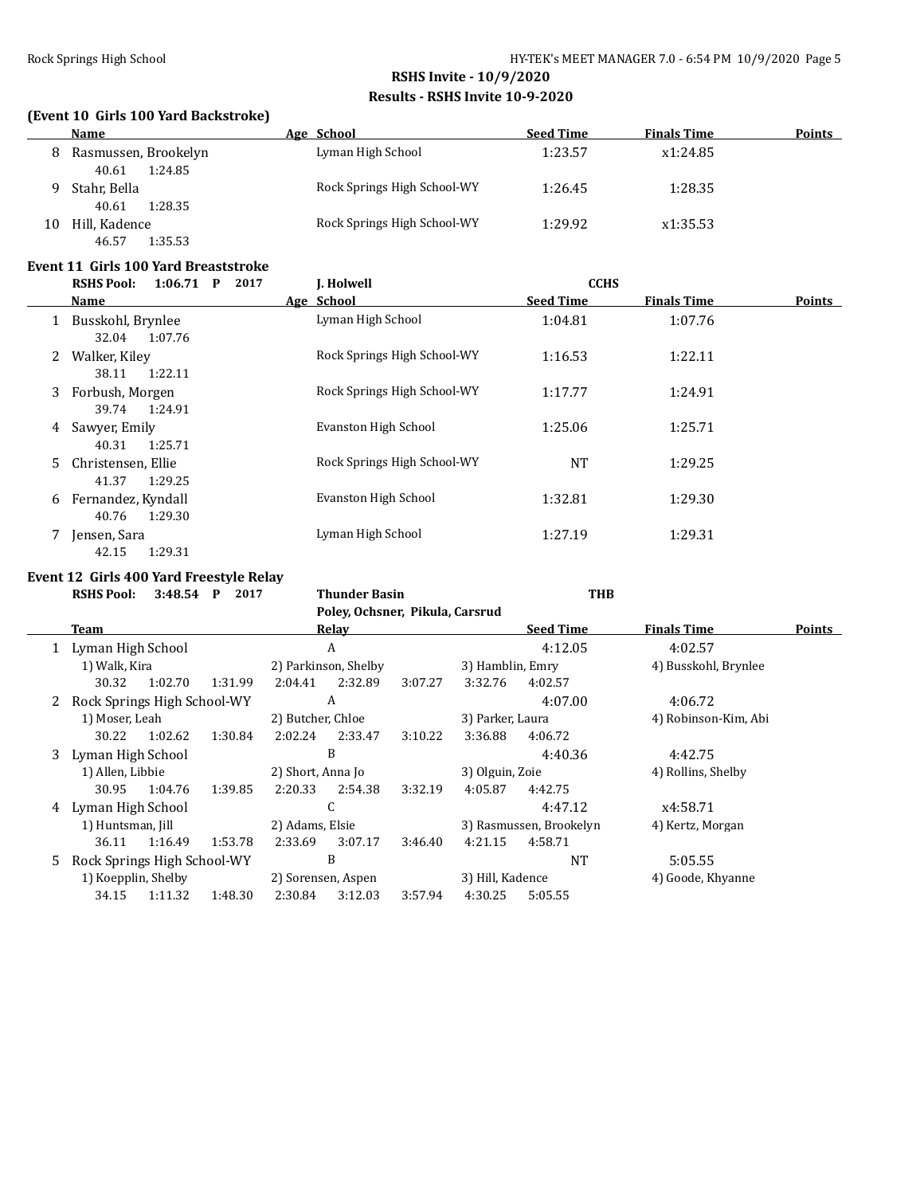## RSHS Invite - 10/9/2020

### Results - RSHS Invite 10-9-2020

### (Event 10 Girls 100 Yard Backstroke)

| | Name | Age | School | Seed Time | Finals Time | Points |
|---|---|---|---|---|---|---|
| 8 | Rasmussen, Brookelyn | | Lyman High School | 1:23.57 | x1:24.85 | |
| | 40.61 1:24.85 | | | | | |
| 9 | Stahr, Bella | | Rock Springs High School-WY | 1:26.45 | 1:28.35 | |
| | 40.61 1:28.35 | | | | | |
| 10 | Hill, Kadence | | Rock Springs High School-WY | 1:29.92 | x1:35.53 | |
| | 46.57 1:35.53 | | | | | |

### Event 11 Girls 100 Yard Breaststroke

RSHS Pool: 1:06.71 P 2017 J. Holwell CCHS

| | Name | Age | School | Seed Time | Finals Time | Points |
|---|---|---|---|---|---|---|
| 1 | Busskohl, Brynlee | | Lyman High School | 1:04.81 | 1:07.76 | |
| | 32.04 1:07.76 | | | | | |
| 2 | Walker, Kiley | | Rock Springs High School-WY | 1:16.53 | 1:22.11 | |
| | 38.11 1:22.11 | | | | | |
| 3 | Forbush, Morgen | | Rock Springs High School-WY | 1:17.77 | 1:24.91 | |
| | 39.74 1:24.91 | | | | | |
| 4 | Sawyer, Emily | | Evanston High School | 1:25.06 | 1:25.71 | |
| | 40.31 1:25.71 | | | | | |
| 5 | Christensen, Ellie | | Rock Springs High School-WY | NT | 1:29.25 | |
| | 41.37 1:29.25 | | | | | |
| 6 | Fernandez, Kyndall | | Evanston High School | 1:32.81 | 1:29.30 | |
| | 40.76 1:29.30 | | | | | |
| 7 | Jensen, Sara | | Lyman High School | 1:27.19 | 1:29.31 | |
| | 42.15 1:29.31 | | | | | |

### Event 12 Girls 400 Yard Freestyle Relay

RSHS Pool: 3:48.54 P 2017 Thunder Basin THB
Poley, Ochsner, Pikula, Carsrud

| | Team | Relay | Seed Time | Finals Time | Points |
|---|---|---|---|---|---|
| 1 | Lyman High School | A | 4:12.05 | 4:02.57 | |
| | 1) Walk, Kira 2) Parkinson, Shelby 3) Hamblin, Emry 4) Busskohl, Brynlee | | | | |
| | 30.32 1:02.70 1:31.99 2:04.41 2:32.89 3:07.27 3:32.76 4:02.57 | | | | |
| 2 | Rock Springs High School-WY | A | 4:07.00 | 4:06.72 | |
| | 1) Moser, Leah 2) Butcher, Chloe 3) Parker, Laura 4) Robinson-Kim, Abi | | | | |
| | 30.22 1:02.62 1:30.84 2:02.24 2:33.47 3:10.22 3:36.88 4:06.72 | | | | |
| 3 | Lyman High School | B | 4:40.36 | 4:42.75 | |
| | 1) Allen, Libbie 2) Short, Anna Jo 3) Olguin, Zoie 4) Rollins, Shelby | | | | |
| | 30.95 1:04.76 1:39.85 2:20.33 2:54.38 3:32.19 4:05.87 4:42.75 | | | | |
| 4 | Lyman High School | C | 4:47.12 | x4:58.71 | |
| | 1) Huntsman, Jill 2) Adams, Elsie 3) Rasmussen, Brookelyn 4) Kertz, Morgan | | | | |
| | 36.11 1:16.49 1:53.78 2:33.69 3:07.17 3:46.40 4:21.15 4:58.71 | | | | |
| 5 | Rock Springs High School-WY | B | NT | 5:05.55 | |
| | 1) Koepplin, Shelby 2) Sorensen, Aspen 3) Hill, Kadence 4) Goode, Khyanne | | | | |
| | 34.15 1:11.32 1:48.30 2:30.84 3:12.03 3:57.94 4:30.25 5:05.55 | | | | |